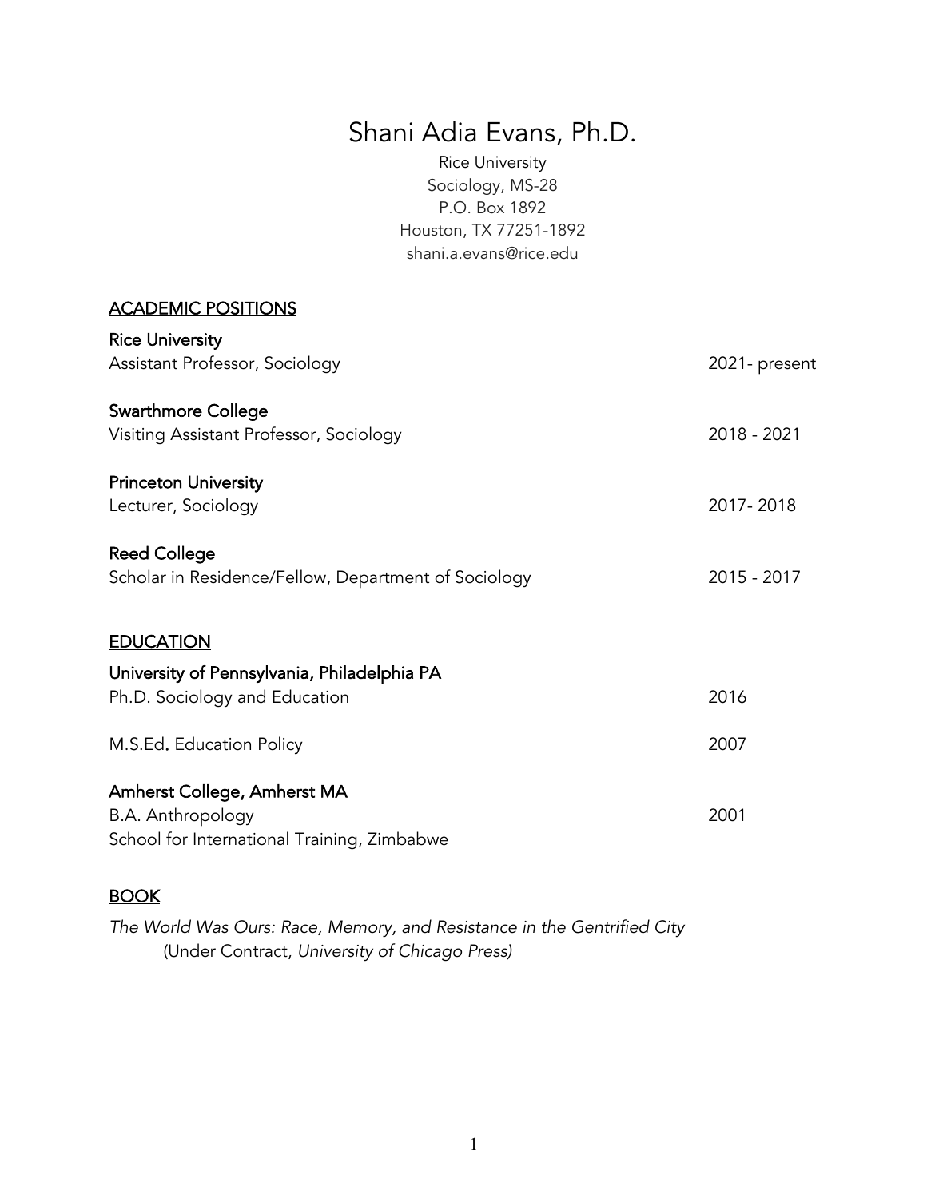# Shani Adia Evans, Ph.D.

Rice University
Sociology, MS-28
P.O. Box 1892
Houston, TX 77251-1892
shani.a.evans@rice.edu

## ACADEMIC POSITIONS

**Rice University**
Assistant Professor, Sociology — 2021- present

**Swarthmore College**
Visiting Assistant Professor, Sociology — 2018 - 2021

**Princeton University**
Lecturer, Sociology — 2017- 2018

**Reed College**
Scholar in Residence/Fellow, Department of Sociology — 2015 - 2017

## EDUCATION

**University of Pennsylvania, Philadelphia PA**
Ph.D. Sociology and Education — 2016

M.S.Ed. Education Policy — 2007

**Amherst College, Amherst MA**
B.A. Anthropology — 2001
School for International Training, Zimbabwe

## BOOK

*The World Was Ours: Race, Memory, and Resistance in the Gentrified City*
(Under Contract, *University of Chicago Press)*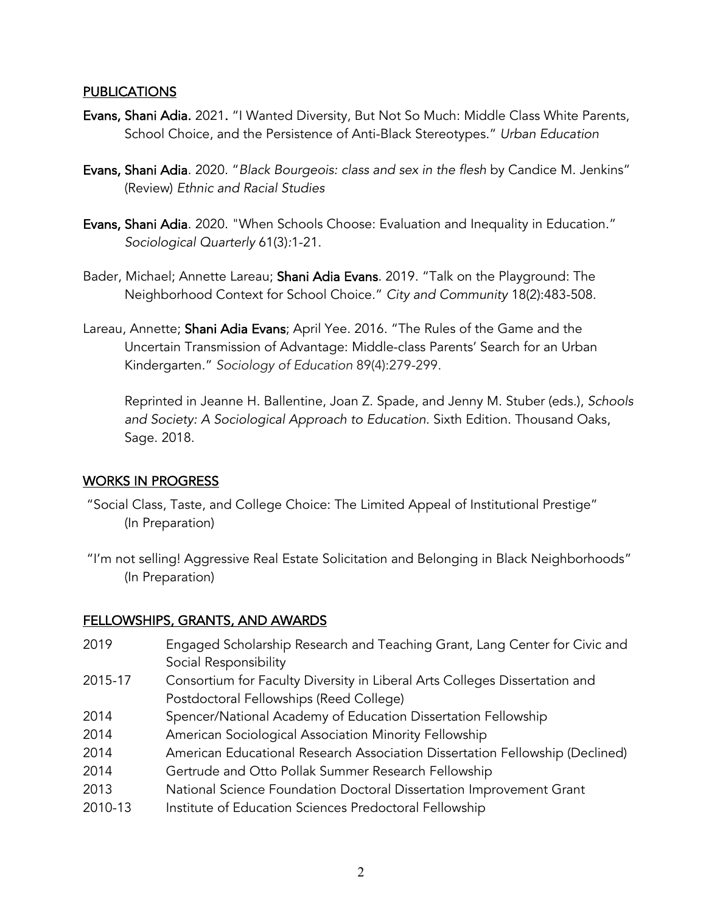## PUBLICATIONS

**Evans, Shani Adia.** 2021. "I Wanted Diversity, But Not So Much: Middle Class White Parents, School Choice, and the Persistence of Anti-Black Stereotypes." *Urban Education*

**Evans, Shani Adia**. 2020. "*Black Bourgeois: class and sex in the flesh* by Candice M. Jenkins" (Review) *Ethnic and Racial Studies*

**Evans, Shani Adia**. 2020. "When Schools Choose: Evaluation and Inequality in Education." *Sociological Quarterly* 61(3):1-21.

Bader, Michael; Annette Lareau; **Shani Adia Evans**. 2019. "Talk on the Playground: The Neighborhood Context for School Choice." *City and Community* 18(2):483-508.

Lareau, Annette; **Shani Adia Evans**; April Yee. 2016. "The Rules of the Game and the Uncertain Transmission of Advantage: Middle-class Parents' Search for an Urban Kindergarten." *Sociology of Education* 89(4):279-299.

Reprinted in Jeanne H. Ballentine, Joan Z. Spade, and Jenny M. Stuber (eds.), *Schools and Society: A Sociological Approach to Education*. Sixth Edition. Thousand Oaks, Sage. 2018.

## WORKS IN PROGRESS

"Social Class, Taste, and College Choice: The Limited Appeal of Institutional Prestige" (In Preparation)

"I'm not selling! Aggressive Real Estate Solicitation and Belonging in Black Neighborhoods" (In Preparation)

## FELLOWSHIPS, GRANTS, AND AWARDS

| | |
|---|---|
| 2019 | Engaged Scholarship Research and Teaching Grant, Lang Center for Civic and Social Responsibility |
| 2015-17 | Consortium for Faculty Diversity in Liberal Arts Colleges Dissertation and Postdoctoral Fellowships (Reed College) |
| 2014 | Spencer/National Academy of Education Dissertation Fellowship |
| 2014 | American Sociological Association Minority Fellowship |
| 2014 | American Educational Research Association Dissertation Fellowship (Declined) |
| 2014 | Gertrude and Otto Pollak Summer Research Fellowship |
| 2013 | National Science Foundation Doctoral Dissertation Improvement Grant |
| 2010-13 | Institute of Education Sciences Predoctoral Fellowship |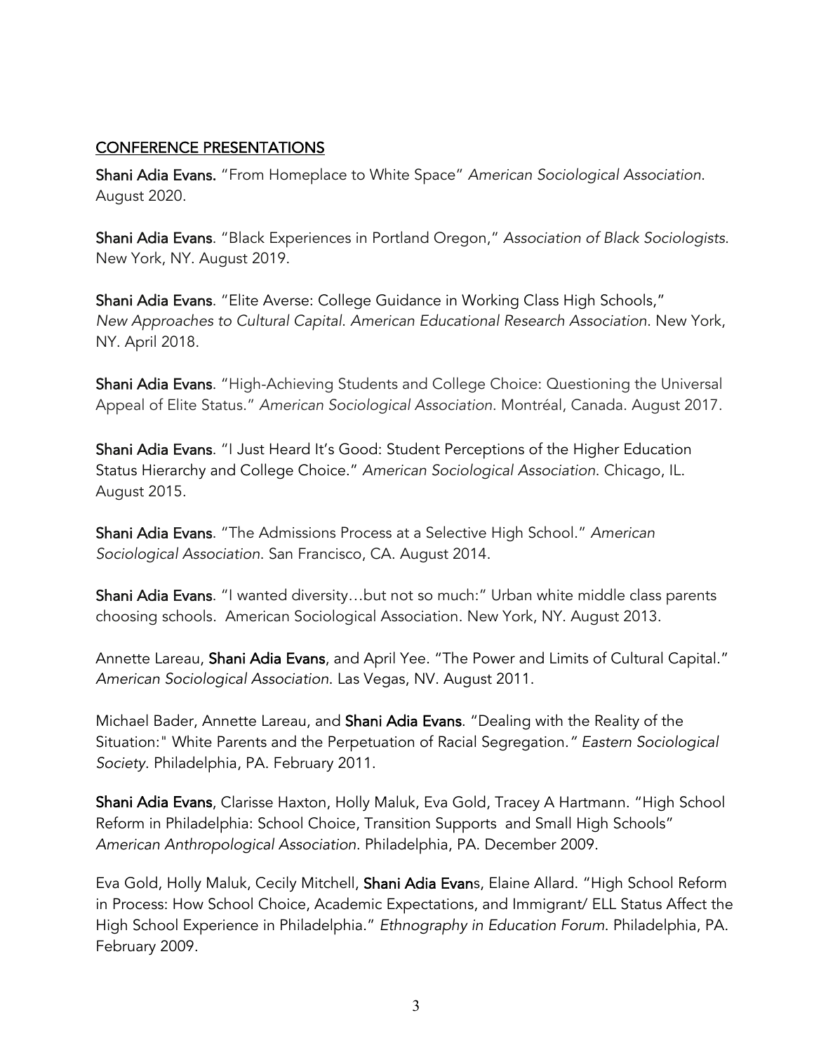## CONFERENCE PRESENTATIONS

**Shani Adia Evans.** "From Homeplace to White Space" *American Sociological Association*. August 2020.

**Shani Adia Evans**. "Black Experiences in Portland Oregon," *Association of Black Sociologists*. New York, NY. August 2019.

**Shani Adia Evans**. "Elite Averse: College Guidance in Working Class High Schools," *New Approaches to Cultural Capital. American Educational Research Association*. New York, NY. April 2018.

**Shani Adia Evans**. "High-Achieving Students and College Choice: Questioning the Universal Appeal of Elite Status." *American Sociological Association*. Montréal, Canada. August 2017.

**Shani Adia Evans**. "I Just Heard It's Good: Student Perceptions of the Higher Education Status Hierarchy and College Choice." *American Sociological Association*. Chicago, IL. August 2015.

**Shani Adia Evans**. "The Admissions Process at a Selective High School." *American Sociological Association*. San Francisco, CA. August 2014.

**Shani Adia Evans**. "I wanted diversity…but not so much:" Urban white middle class parents choosing schools. American Sociological Association. New York, NY. August 2013.

Annette Lareau, **Shani Adia Evans**, and April Yee. "The Power and Limits of Cultural Capital." *American Sociological Association*. Las Vegas, NV. August 2011.

Michael Bader, Annette Lareau, and **Shani Adia Evans**. "Dealing with the Reality of the Situation:" White Parents and the Perpetuation of Racial Segregation." *Eastern Sociological Society*. Philadelphia, PA. February 2011.

**Shani Adia Evans**, Clarisse Haxton, Holly Maluk, Eva Gold, Tracey A Hartmann. "High School Reform in Philadelphia: School Choice, Transition Supports and Small High Schools" *American Anthropological Association*. Philadelphia, PA. December 2009.

Eva Gold, Holly Maluk, Cecily Mitchell, **Shani Adia Evan**s, Elaine Allard. "High School Reform in Process: How School Choice, Academic Expectations, and Immigrant/ ELL Status Affect the High School Experience in Philadelphia." *Ethnography in Education Forum*. Philadelphia, PA. February 2009.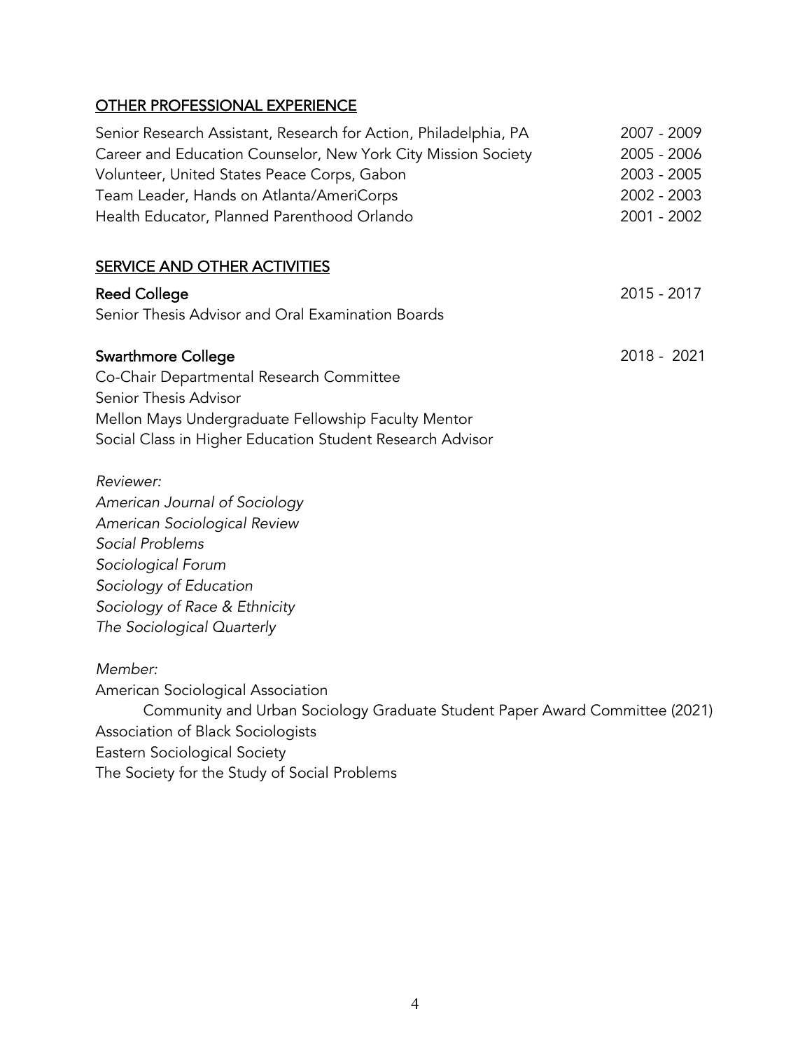## OTHER PROFESSIONAL EXPERIENCE

Senior Research Assistant, Research for Action, Philadelphia, PA 2007 - 2009
Career and Education Counselor, New York City Mission Society 2005 - 2006
Volunteer, United States Peace Corps, Gabon 2003 - 2005
Team Leader, Hands on Atlanta/AmeriCorps 2002 - 2003
Health Educator, Planned Parenthood Orlando 2001 - 2002

## SERVICE AND OTHER ACTIVITIES

**Reed College** 2015 - 2017
Senior Thesis Advisor and Oral Examination Boards

**Swarthmore College** 2018 - 2021
Co-Chair Departmental Research Committee
Senior Thesis Advisor
Mellon Mays Undergraduate Fellowship Faculty Mentor
Social Class in Higher Education Student Research Advisor

*Reviewer:*
*American Journal of Sociology*
*American Sociological Review*
*Social Problems*
*Sociological Forum*
*Sociology of Education*
*Sociology of Race & Ethnicity*
*The Sociological Quarterly*

*Member:*
American Sociological Association
Community and Urban Sociology Graduate Student Paper Award Committee (2021)
Association of Black Sociologists
Eastern Sociological Society
The Society for the Study of Social Problems